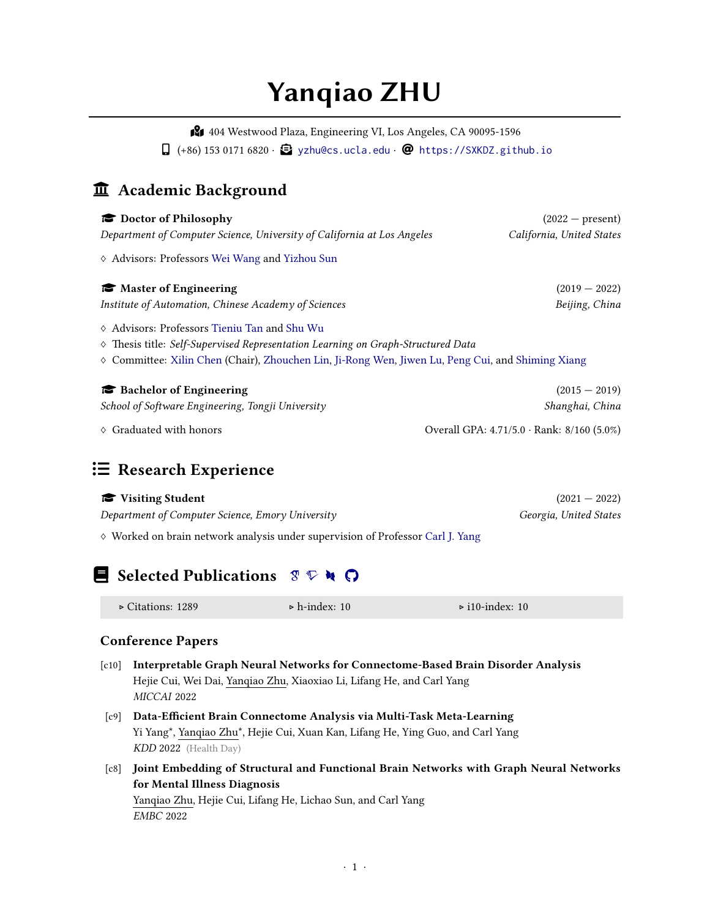# Yanqiao ZHU

404 Westwood Plaza, Engineering VI, Los Angeles, CA 90095-1596

(+86) 153 0171 6820 · yzhu@cs.ucla.edu · https://SXKDZ.github.io

## Academic Background

**Doctor of Philosophy** (2022 — present)
*Department of Computer Science, University of California at Los Angeles* — *California, United States*

- Advisors: Professors Wei Wang and Yizhou Sun

**Master of Engineering** (2019 — 2022)
*Institute of Automation, Chinese Academy of Sciences* — *Beijing, China*

- Advisors: Professors Tieniu Tan and Shu Wu
- Thesis title: *Self-Supervised Representation Learning on Graph-Structured Data*
- Committee: Xilin Chen (Chair), Zhouchen Lin, Ji-Rong Wen, Jiwen Lu, Peng Cui, and Shiming Xiang

**Bachelor of Engineering** (2015 — 2019)
*School of Software Engineering, Tongji University* — *Shanghai, China*

- Graduated with honors — Overall GPA: 4.71/5.0 · Rank: 8/160 (5.0%)

## Research Experience

**Visiting Student** (2021 — 2022)
*Department of Computer Science, Emory University* — *Georgia, United States*

- Worked on brain network analysis under supervision of Professor Carl J. Yang

## Selected Publications

| ▹ Citations: 1289 | ▹ h-index: 10 | ▹ i10-index: 10 |
|---|---|---|

### Conference Papers

[c10] **Interpretable Graph Neural Networks for Connectome-Based Brain Disorder Analysis**
Hejie Cui, Wei Dai, Yanqiao Zhu, Xiaoxiao Li, Lifang He, and Carl Yang
*MICCAI* 2022

[c9] **Data-Efficient Brain Connectome Analysis via Multi-Task Meta-Learning**
Yi Yang*, Yanqiao Zhu*, Hejie Cui, Xuan Kan, Lifang He, Ying Guo, and Carl Yang
*KDD* 2022 (Health Day)

[c8] **Joint Embedding of Structural and Functional Brain Networks with Graph Neural Networks for Mental Illness Diagnosis**
Yanqiao Zhu, Hejie Cui, Lifang He, Lichao Sun, and Carl Yang
*EMBC* 2022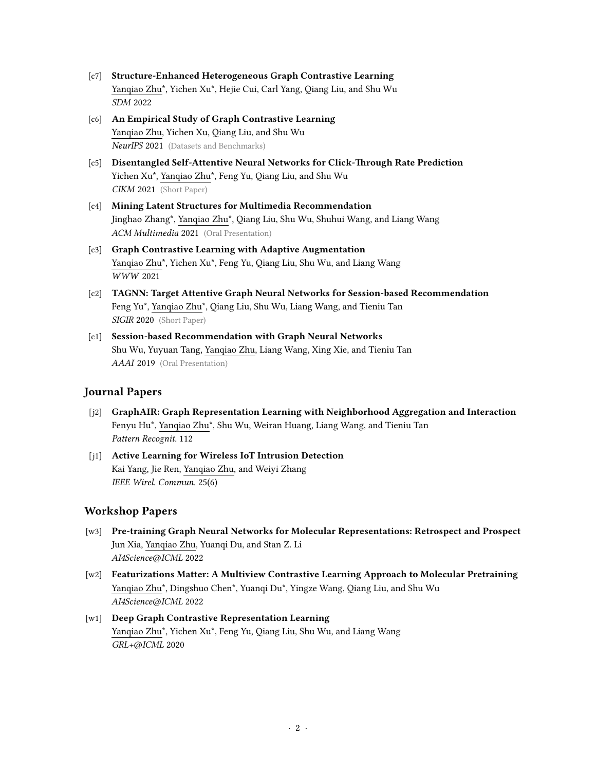- [c7] **Structure-Enhanced Heterogeneous Graph Contrastive Learning**
  Yanqiao Zhu*, Yichen Xu*, Hejie Cui, Carl Yang, Qiang Liu, and Shu Wu
  *SDM* 2022

- [c6] **An Empirical Study of Graph Contrastive Learning**
  Yanqiao Zhu, Yichen Xu, Qiang Liu, and Shu Wu
  *NeurIPS* 2021 (Datasets and Benchmarks)

- [c5] **Disentangled Self-Attentive Neural Networks for Click-Through Rate Prediction**
  Yichen Xu*, Yanqiao Zhu*, Feng Yu, Qiang Liu, and Shu Wu
  *CIKM* 2021 (Short Paper)

- [c4] **Mining Latent Structures for Multimedia Recommendation**
  Jinghao Zhang*, Yanqiao Zhu*, Qiang Liu, Shu Wu, Shuhui Wang, and Liang Wang
  *ACM Multimedia* 2021 (Oral Presentation)

- [c3] **Graph Contrastive Learning with Adaptive Augmentation**
  Yanqiao Zhu*, Yichen Xu*, Feng Yu, Qiang Liu, Shu Wu, and Liang Wang
  *WWW* 2021

- [c2] **TAGNN: Target Attentive Graph Neural Networks for Session-based Recommendation**
  Feng Yu*, Yanqiao Zhu*, Qiang Liu, Shu Wu, Liang Wang, and Tieniu Tan
  *SIGIR* 2020 (Short Paper)

- [c1] **Session-based Recommendation with Graph Neural Networks**
  Shu Wu, Yuyuan Tang, Yanqiao Zhu, Liang Wang, Xing Xie, and Tieniu Tan
  *AAAI* 2019 (Oral Presentation)

## Journal Papers

- [j2] **GraphAIR: Graph Representation Learning with Neighborhood Aggregation and Interaction**
  Fenyu Hu*, Yanqiao Zhu*, Shu Wu, Weiran Huang, Liang Wang, and Tieniu Tan
  *Pattern Recognit.* 112

- [j1] **Active Learning for Wireless IoT Intrusion Detection**
  Kai Yang, Jie Ren, Yanqiao Zhu, and Weiyi Zhang
  *IEEE Wirel. Commun.* 25(6)

## Workshop Papers

- [w3] **Pre-training Graph Neural Networks for Molecular Representations: Retrospect and Prospect**
  Jun Xia, Yanqiao Zhu, Yuanqi Du, and Stan Z. Li
  *AI4Science@ICML* 2022

- [w2] **Featurizations Matter: A Multiview Contrastive Learning Approach to Molecular Pretraining**
  Yanqiao Zhu*, Dingshuo Chen*, Yuanqi Du*, Yingze Wang, Qiang Liu, and Shu Wu
  *AI4Science@ICML* 2022

- [w1] **Deep Graph Contrastive Representation Learning**
  Yanqiao Zhu*, Yichen Xu*, Feng Yu, Qiang Liu, Shu Wu, and Liang Wang
  *GRL+@ICML* 2020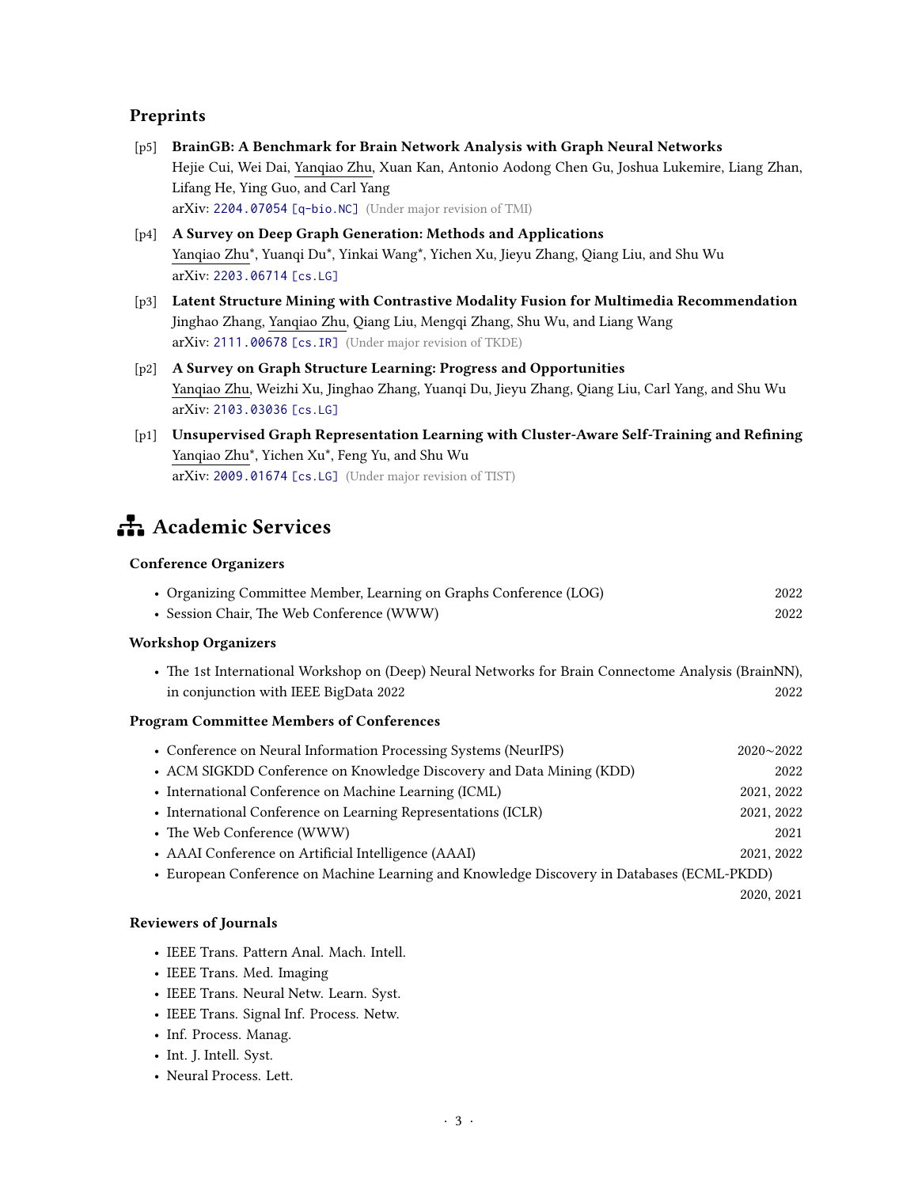### Preprints

[p5] **BrainGB: A Benchmark for Brain Network Analysis with Graph Neural Networks**
Hejie Cui, Wei Dai, Yanqiao Zhu, Xuan Kan, Antonio Aodong Chen Gu, Joshua Lukemire, Liang Zhan, Lifang He, Ying Guo, and Carl Yang
arXiv: 2204.07054 [q-bio.NC] (Under major revision of TMI)

[p4] **A Survey on Deep Graph Generation: Methods and Applications**
Yanqiao Zhu*, Yuanqi Du*, Yinkai Wang*, Yichen Xu, Jieyu Zhang, Qiang Liu, and Shu Wu
arXiv: 2203.06714 [cs.LG]

[p3] **Latent Structure Mining with Contrastive Modality Fusion for Multimedia Recommendation**
Jinghao Zhang, Yanqiao Zhu, Qiang Liu, Mengqi Zhang, Shu Wu, and Liang Wang
arXiv: 2111.00678 [cs.IR] (Under major revision of TKDE)

[p2] **A Survey on Graph Structure Learning: Progress and Opportunities**
Yanqiao Zhu, Weizhi Xu, Jinghao Zhang, Yuanqi Du, Jieyu Zhang, Qiang Liu, Carl Yang, and Shu Wu
arXiv: 2103.03036 [cs.LG]

[p1] **Unsupervised Graph Representation Learning with Cluster-Aware Self-Training and Refining**
Yanqiao Zhu*, Yichen Xu*, Feng Yu, and Shu Wu
arXiv: 2009.01674 [cs.LG] (Under major revision of TIST)

## Academic Services

### Conference Organizers

- Organizing Committee Member, Learning on Graphs Conference (LOG) — 2022
- Session Chair, The Web Conference (WWW) — 2022

### Workshop Organizers

- The 1st International Workshop on (Deep) Neural Networks for Brain Connectome Analysis (BrainNN), in conjunction with IEEE BigData 2022 — 2022

### Program Committee Members of Conferences

- Conference on Neural Information Processing Systems (NeurIPS) — 2020~2022
- ACM SIGKDD Conference on Knowledge Discovery and Data Mining (KDD) — 2022
- International Conference on Machine Learning (ICML) — 2021, 2022
- International Conference on Learning Representations (ICLR) — 2021, 2022
- The Web Conference (WWW) — 2021
- AAAI Conference on Artificial Intelligence (AAAI) — 2021, 2022
- European Conference on Machine Learning and Knowledge Discovery in Databases (ECML-PKDD) — 2020, 2021

### Reviewers of Journals

- IEEE Trans. Pattern Anal. Mach. Intell.
- IEEE Trans. Med. Imaging
- IEEE Trans. Neural Netw. Learn. Syst.
- IEEE Trans. Signal Inf. Process. Netw.
- Inf. Process. Manag.
- Int. J. Intell. Syst.
- Neural Process. Lett.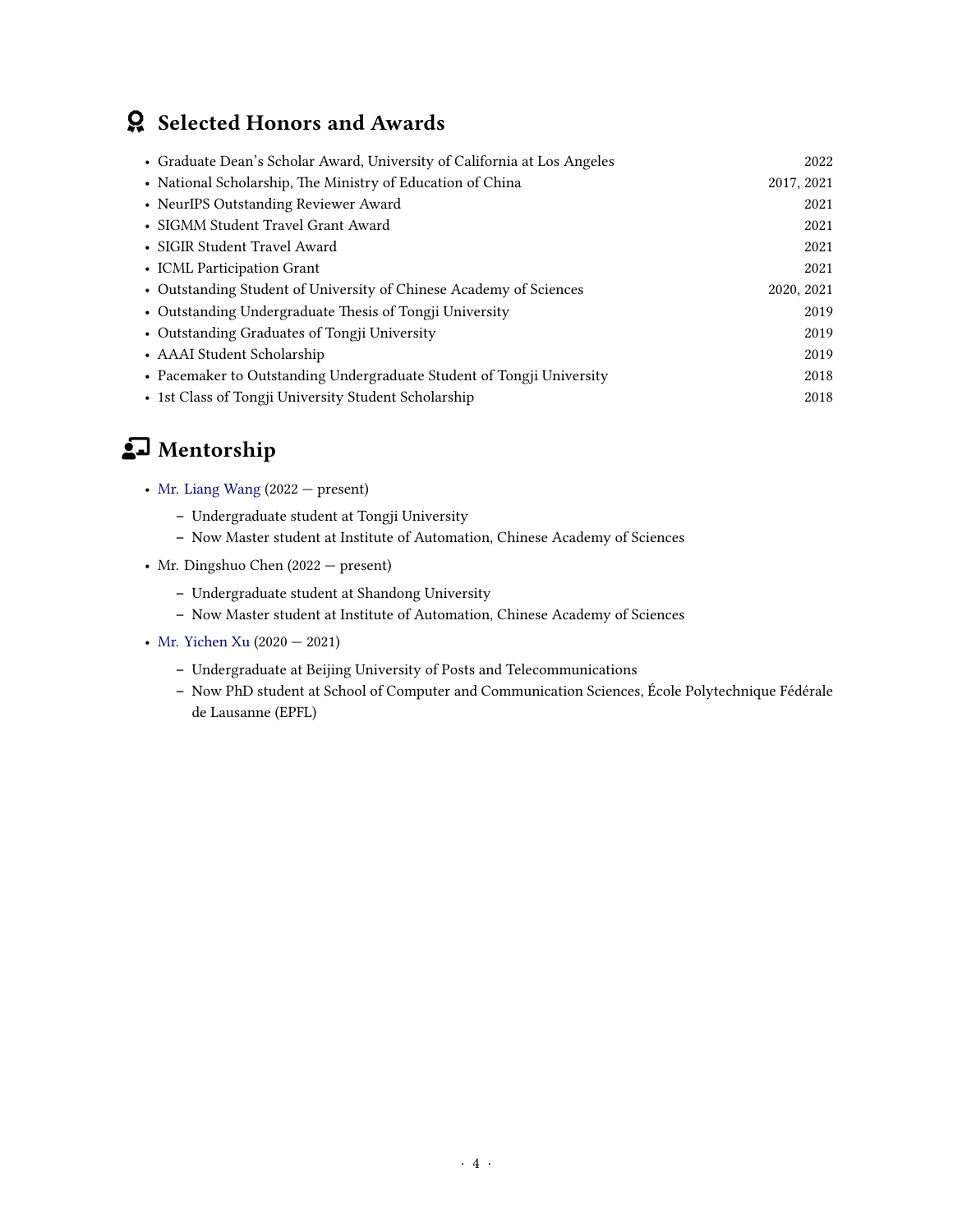## Selected Honors and Awards

- Graduate Dean's Scholar Award, University of California at Los Angeles 2022
- National Scholarship, The Ministry of Education of China 2017, 2021
- NeurIPS Outstanding Reviewer Award 2021
- SIGMM Student Travel Grant Award 2021
- SIGIR Student Travel Award 2021
- ICML Participation Grant 2021
- Outstanding Student of University of Chinese Academy of Sciences 2020, 2021
- Outstanding Undergraduate Thesis of Tongji University 2019
- Outstanding Graduates of Tongji University 2019
- AAAI Student Scholarship 2019
- Pacemaker to Outstanding Undergraduate Student of Tongji University 2018
- 1st Class of Tongji University Student Scholarship 2018

## Mentorship

- Mr. Liang Wang (2022 — present)
  - Undergraduate student at Tongji University
  - Now Master student at Institute of Automation, Chinese Academy of Sciences
- Mr. Dingshuo Chen (2022 — present)
  - Undergraduate student at Shandong University
  - Now Master student at Institute of Automation, Chinese Academy of Sciences
- Mr. Yichen Xu (2020 — 2021)
  - Undergraduate at Beijing University of Posts and Telecommunications
  - Now PhD student at School of Computer and Communication Sciences, École Polytechnique Fédérale de Lausanne (EPFL)